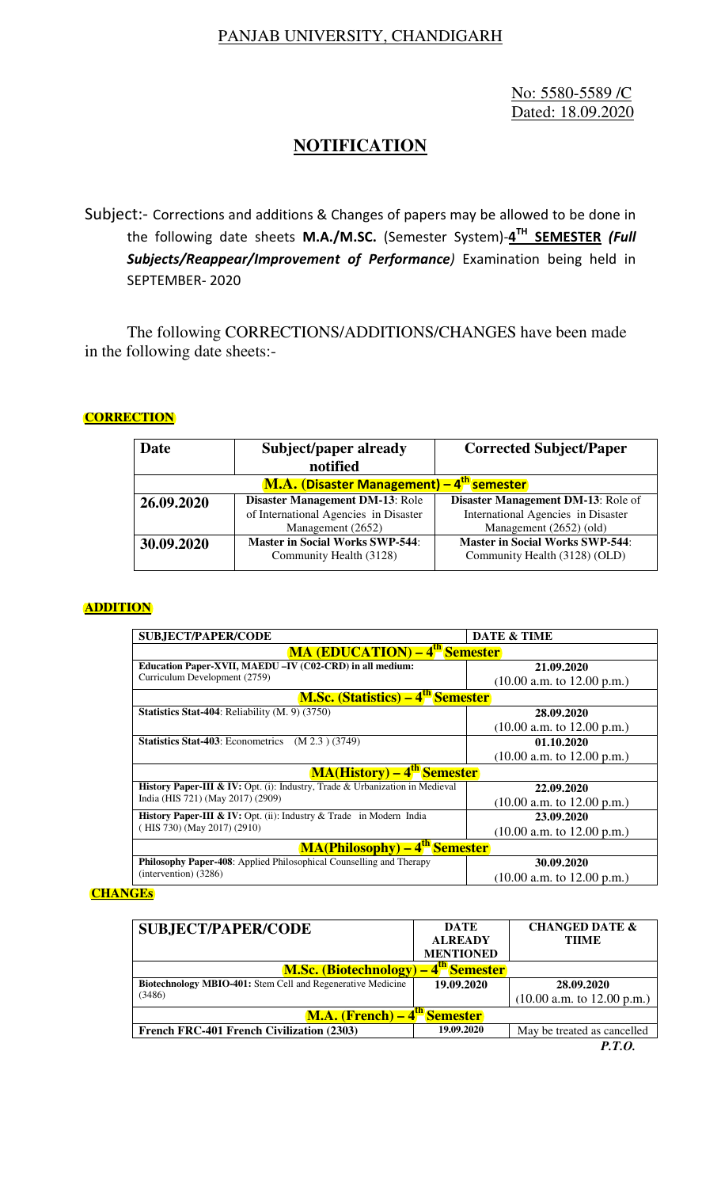PANJAB UNIVERSITY, CHANDIGARH

No: 5580-5589 /C
Dated: 18.09.2020

## NOTIFICATION

Subject:- Corrections and additions & Changes of papers may be allowed to be done in the following date sheets **M.A./M.SC.** (Semester System)-**4TH SEMESTER** ***(Full Subjects/Reappear/Improvement of Performance)*** Examination being held in SEPTEMBER- 2020

The following CORRECTIONS/ADDITIONS/CHANGES have been made in the following date sheets:-

**CORRECTION**

| Date | Subject/paper already notified | Corrected Subject/Paper |
|---|---|---|
| **M.A. (Disaster Management) – 4th semester** | | |
| **26.09.2020** | **Disaster Management DM-13**: Role of International Agencies in Disaster Management (2652) | **Disaster Management DM-13**: Role of International Agencies in Disaster Management (2652) (old) |
| **30.09.2020** | **Master in Social Works SWP-544**: Community Health (3128) | **Master in Social Works SWP-544**: Community Health (3128) (OLD) |

**ADDITION**

| SUBJECT/PAPER/CODE | DATE & TIME |
|---|---|
| **MA (EDUCATION) – 4th Semester** | |
| **Education Paper-XVII, MAEDU –IV (C02-CRD) in all medium:** Curriculum Development (2759) | **21.09.2020** (10.00 a.m. to 12.00 p.m.) |
| **M.Sc. (Statistics) – 4th Semester** | |
| **Statistics Stat-404**: Reliability (M. 9) (3750) | **28.09.2020** (10.00 a.m. to 12.00 p.m.) |
| **Statistics Stat-403**: Econometrics (M 2.3 ) (3749) | **01.10.2020** (10.00 a.m. to 12.00 p.m.) |
| **MA(History) – 4th Semester** | |
| **History Paper-III & IV:** Opt. (i): Industry, Trade & Urbanization in Medieval India (HIS 721) (May 2017) (2909) | **22.09.2020** (10.00 a.m. to 12.00 p.m.) |
| **History Paper-III & IV:** Opt. (ii): Industry & Trade in Modern India ( HIS 730) (May 2017) (2910) | **23.09.2020** (10.00 a.m. to 12.00 p.m.) |
| **MA(Philosophy) – 4th Semester** | |
| **Philosophy Paper-408**: Applied Philosophical Counselling and Therapy (intervention) (3286) | **30.09.2020** (10.00 a.m. to 12.00 p.m.) |

**CHANGEs**

| SUBJECT/PAPER/CODE | DATE ALREADY MENTIONED | CHANGED DATE & TIIME |
|---|---|---|
| **M.Sc. (Biotechnology) – 4th Semester** | | |
| **Biotechnology MBIO-401:** Stem Cell and Regenerative Medicine (3486) | **19.09.2020** | **28.09.2020** (10.00 a.m. to 12.00 p.m.) |
| **M.A. (French) – 4th Semester** | | |
| **French FRC-401 French Civilization (2303)** | 19.09.2020 | May be treated as cancelled |

***P.T.O.***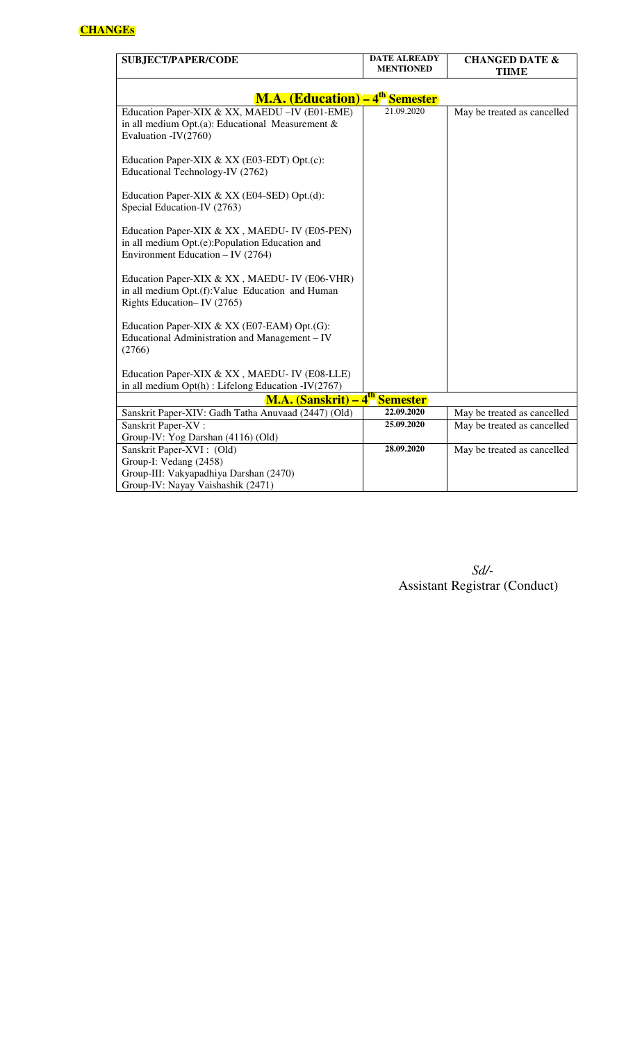**CHANGEs**

| SUBJECT/PAPER/CODE | DATE ALREADY MENTIONED | CHANGED DATE & TIIME |
|---|---|---|
| **M.A. (Education) – 4th Semester** | | |
| Education Paper-XIX & XX, MAEDU –IV (E01-EME) in all medium Opt.(a): Educational Measurement & Evaluation -IV(2760)<br><br>Education Paper-XIX & XX (E03-EDT) Opt.(c): Educational Technology-IV (2762)<br><br>Education Paper-XIX & XX (E04-SED) Opt.(d): Special Education-IV (2763)<br><br>Education Paper-XIX & XX , MAEDU- IV (E05-PEN) in all medium Opt.(e):Population Education and Environment Education – IV (2764)<br><br>Education Paper-XIX & XX , MAEDU- IV (E06-VHR) in all medium Opt.(f):Value Education and Human Rights Education– IV (2765)<br><br>Education Paper-XIX & XX (E07-EAM) Opt.(G): Educational Administration and Management – IV (2766)<br><br>Education Paper-XIX & XX , MAEDU- IV (E08-LLE) in all medium Opt(h) : Lifelong Education -IV(2767) | 21.09.2020 | May be treated as cancelled |
| **M.A. (Sanskrit) – 4th Semester** | | |
| Sanskrit Paper-XIV: Gadh Tatha Anuvaad (2447) (Old) | **22.09.2020** | May be treated as cancelled |
| Sanskrit Paper-XV :<br>Group-IV: Yog Darshan (4116) (Old) | **25.09.2020** | May be treated as cancelled |
| Sanskrit Paper-XVI : (Old)<br>Group-I: Vedang (2458)<br>Group-III: Vakyapadhiya Darshan (2470)<br>Group-IV: Nayay Vaishashik (2471) | **28.09.2020** | May be treated as cancelled |

*Sd/-*
Assistant Registrar (Conduct)